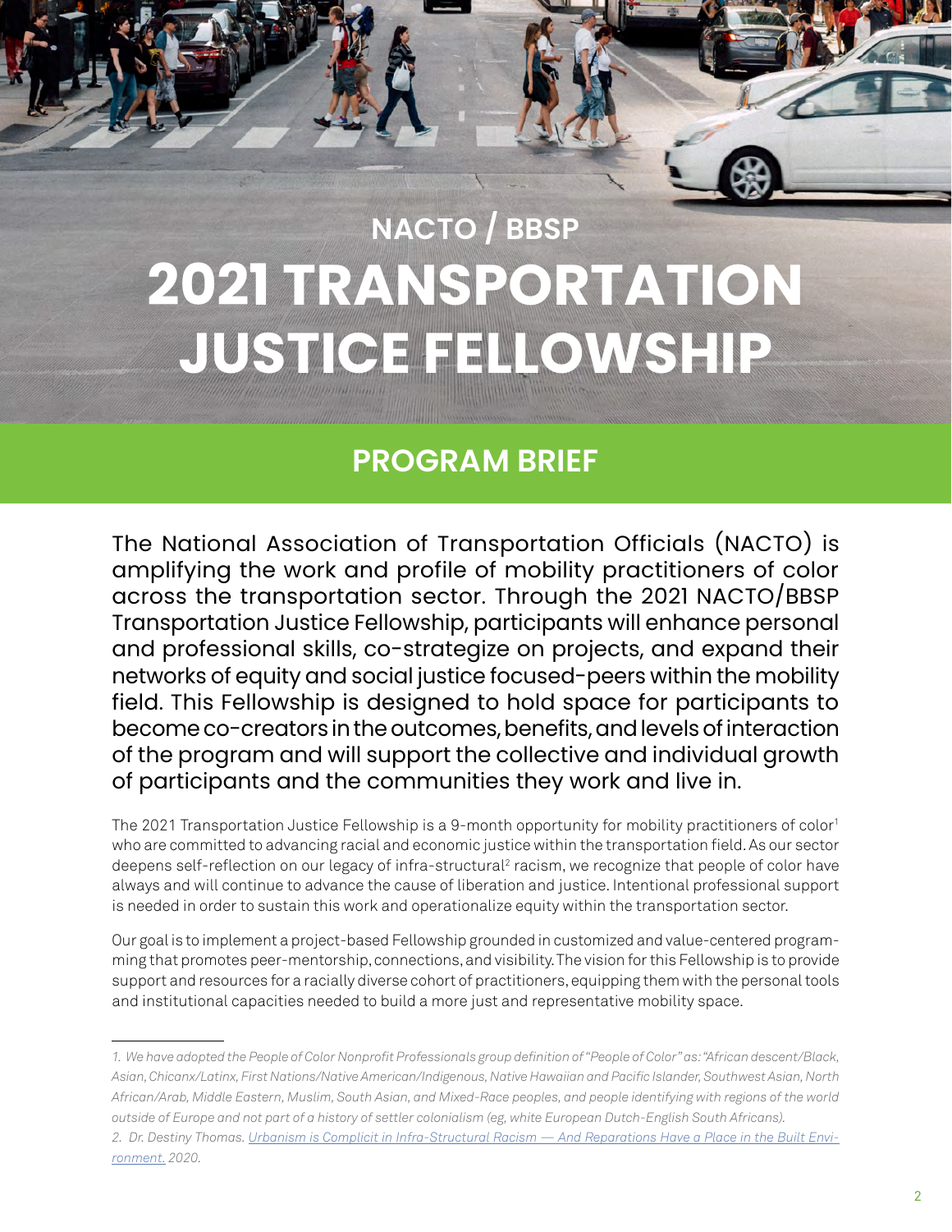NACTO / BBSP

# 2021 TRANSPORTATION JUSTICE FELLOWSHIP

## PROGRAM BRIEF

The National Association of Transportation Officials (NACTO) is amplifying the work and profile of mobility practitioners of color across the transportation sector. Through the 2021 NACTO/BBSP Transportation Justice Fellowship, participants will enhance personal and professional skills, co-strategize on projects, and expand their networks of equity and social justice focused-peers within the mobility field. This Fellowship is designed to hold space for participants to become co-creators in the outcomes, benefits, and levels of interaction of the program and will support the collective and individual growth of participants and the communities they work and live in.

The 2021 Transportation Justice Fellowship is a 9-month opportunity for mobility practitioners of color[1] who are committed to advancing racial and economic justice within the transportation field. As our sector deepens self-reflection on our legacy of infra-structural[2] racism, we recognize that people of color have always and will continue to advance the cause of liberation and justice. Intentional professional support is needed in order to sustain this work and operationalize equity within the transportation sector.

Our goal is to implement a project-based Fellowship grounded in customized and value-centered programming that promotes peer-mentorship, connections, and visibility. The vision for this Fellowship is to provide support and resources for a racially diverse cohort of practitioners, equipping them with the personal tools and institutional capacities needed to build a more just and representative mobility space.

---

*1. We have adopted the People of Color Nonprofit Professionals group definition of "People of Color" as: "African descent/Black, Asian, Chicanx/Latinx, First Nations/Native American/Indigenous, Native Hawaiian and Pacific Islander, Southwest Asian, North African/Arab, Middle Eastern, Muslim, South Asian, and Mixed-Race peoples, and people identifying with regions of the world outside of Europe and not part of a history of settler colonialism (eg, white European Dutch-English South Africans).*

*2. Dr. Destiny Thomas. Urbanism is Complicit in Infra-Structural Racism — And Reparations Have a Place in the Built Environment. 2020.*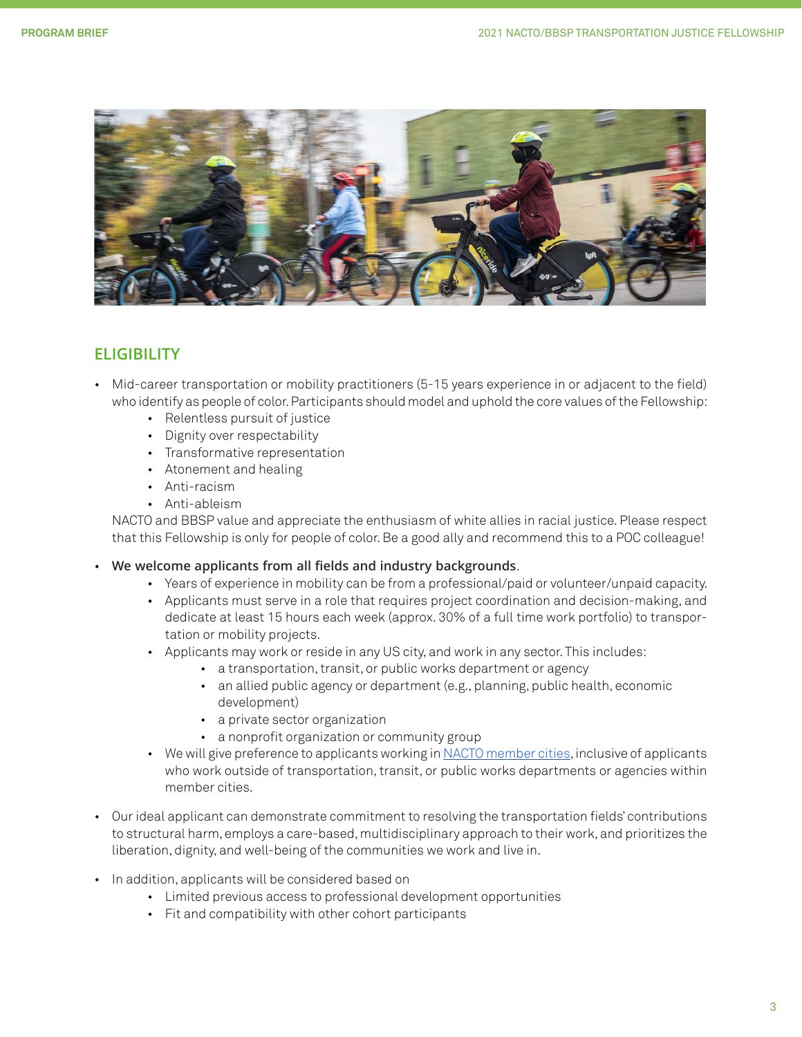## ELIGIBILITY

- Mid-career transportation or mobility practitioners (5-15 years experience in or adjacent to the field) who identify as people of color. Participants should model and uphold the core values of the Fellowship:
    - Relentless pursuit of justice
    - Dignity over respectability
    - Transformative representation
    - Atonement and healing
    - Anti-racism
    - Anti-ableism

  NACTO and BBSP value and appreciate the enthusiasm of white allies in racial justice. Please respect that this Fellowship is only for people of color. Be a good ally and recommend this to a POC colleague!

- **We welcome applicants from all fields and industry backgrounds**.
    - Years of experience in mobility can be from a professional/paid or volunteer/unpaid capacity.
    - Applicants must serve in a role that requires project coordination and decision-making, and dedicate at least 15 hours each week (approx. 30% of a full time work portfolio) to transportation or mobility projects.
    - Applicants may work or reside in any US city, and work in any sector. This includes:
        - a transportation, transit, or public works department or agency
        - an allied public agency or department (e.g., planning, public health, economic development)
        - a private sector organization
        - a nonprofit organization or community group
    - We will give preference to applicants working in NACTO member cities, inclusive of applicants who work outside of transportation, transit, or public works departments or agencies within member cities.

- Our ideal applicant can demonstrate commitment to resolving the transportation fields' contributions to structural harm, employs a care-based, multidisciplinary approach to their work, and prioritizes the liberation, dignity, and well-being of the communities we work and live in.

- In addition, applicants will be considered based on
    - Limited previous access to professional development opportunities
    - Fit and compatibility with other cohort participants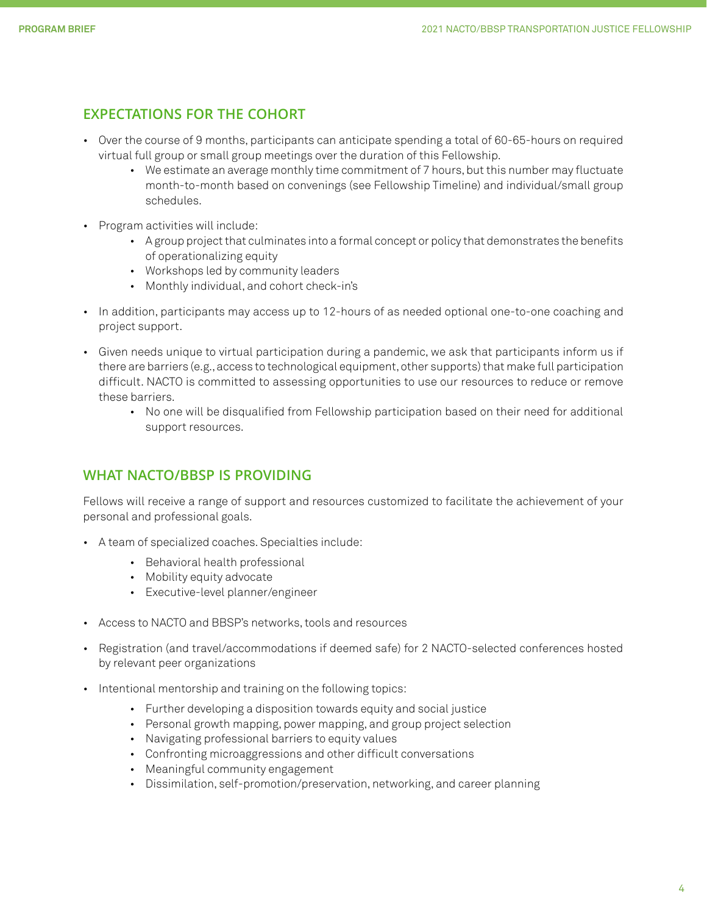## EXPECTATIONS FOR THE COHORT

- Over the course of 9 months, participants can anticipate spending a total of 60-65-hours on required virtual full group or small group meetings over the duration of this Fellowship.
    - We estimate an average monthly time commitment of 7 hours, but this number may fluctuate month-to-month based on convenings (see Fellowship Timeline) and individual/small group schedules.
- Program activities will include:
    - A group project that culminates into a formal concept or policy that demonstrates the benefits of operationalizing equity
    - Workshops led by community leaders
    - Monthly individual, and cohort check-in's
- In addition, participants may access up to 12-hours of as needed optional one-to-one coaching and project support.
- Given needs unique to virtual participation during a pandemic, we ask that participants inform us if there are barriers (e.g., access to technological equipment, other supports) that make full participation difficult. NACTO is committed to assessing opportunities to use our resources to reduce or remove these barriers.
    - No one will be disqualified from Fellowship participation based on their need for additional support resources.

## WHAT NACTO/BBSP IS PROVIDING

Fellows will receive a range of support and resources customized to facilitate the achievement of your personal and professional goals.

- A team of specialized coaches. Specialties include:
    - Behavioral health professional
    - Mobility equity advocate
    - Executive-level planner/engineer
- Access to NACTO and BBSP's networks, tools and resources
- Registration (and travel/accommodations if deemed safe) for 2 NACTO-selected conferences hosted by relevant peer organizations
- Intentional mentorship and training on the following topics:
    - Further developing a disposition towards equity and social justice
    - Personal growth mapping, power mapping, and group project selection
    - Navigating professional barriers to equity values
    - Confronting microaggressions and other difficult conversations
    - Meaningful community engagement
    - Dissimilation, self-promotion/preservation, networking, and career planning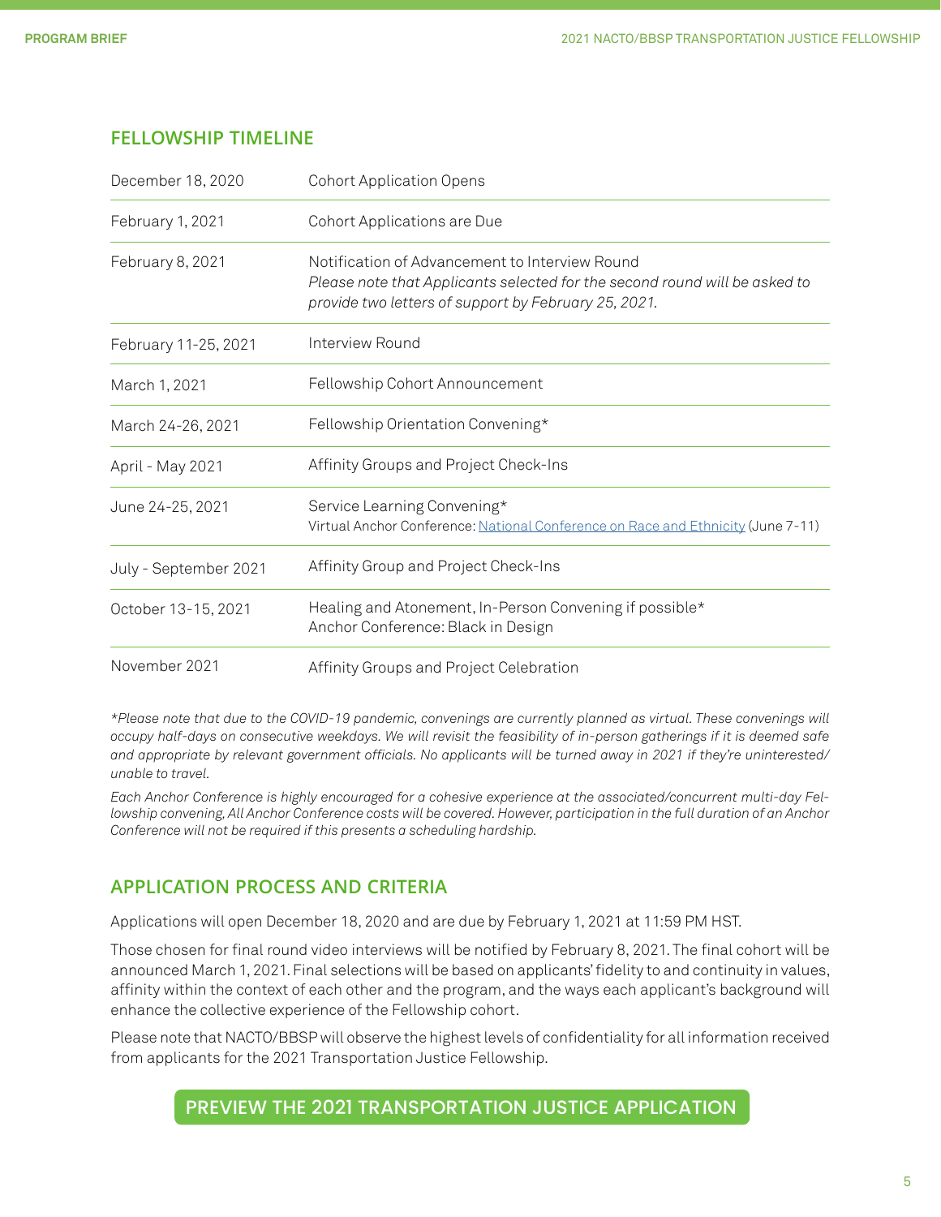## FELLOWSHIP TIMELINE

| | |
|---|---|
| December 18, 2020 | Cohort Application Opens |
| February 1, 2021 | Cohort Applications are Due |
| February 8, 2021 | Notification of Advancement to Interview Round *Please note that Applicants selected for the second round will be asked to provide two letters of support by February 25, 2021.* |
| February 11-25, 2021 | Interview Round |
| March 1, 2021 | Fellowship Cohort Announcement |
| March 24-26, 2021 | Fellowship Orientation Convening* |
| April - May 2021 | Affinity Groups and Project Check-Ins |
| June 24-25, 2021 | Service Learning Convening* Virtual Anchor Conference: National Conference on Race and Ethnicity (June 7-11) |
| July - September 2021 | Affinity Group and Project Check-Ins |
| October 13-15, 2021 | Healing and Atonement, In-Person Convening if possible* Anchor Conference: Black in Design |
| November 2021 | Affinity Groups and Project Celebration |

*\*Please note that due to the COVID-19 pandemic, convenings are currently planned as virtual. These convenings will occupy half-days on consecutive weekdays. We will revisit the feasibility of in-person gatherings if it is deemed safe and appropriate by relevant government officials. No applicants will be turned away in 2021 if they're uninterested/ unable to travel.*

*Each Anchor Conference is highly encouraged for a cohesive experience at the associated/concurrent multi-day Fellowship convening, All Anchor Conference costs will be covered. However, participation in the full duration of an Anchor Conference will not be required if this presents a scheduling hardship.*

## APPLICATION PROCESS AND CRITERIA

Applications will open December 18, 2020 and are due by February 1, 2021 at 11:59 PM HST.

Those chosen for final round video interviews will be notified by February 8, 2021. The final cohort will be announced March 1, 2021. Final selections will be based on applicants' fidelity to and continuity in values, affinity within the context of each other and the program, and the ways each applicant's background will enhance the collective experience of the Fellowship cohort.

Please note that NACTO/BBSP will observe the highest levels of confidentiality for all information received from applicants for the 2021 Transportation Justice Fellowship.

PREVIEW THE 2021 TRANSPORTATION JUSTICE APPLICATION